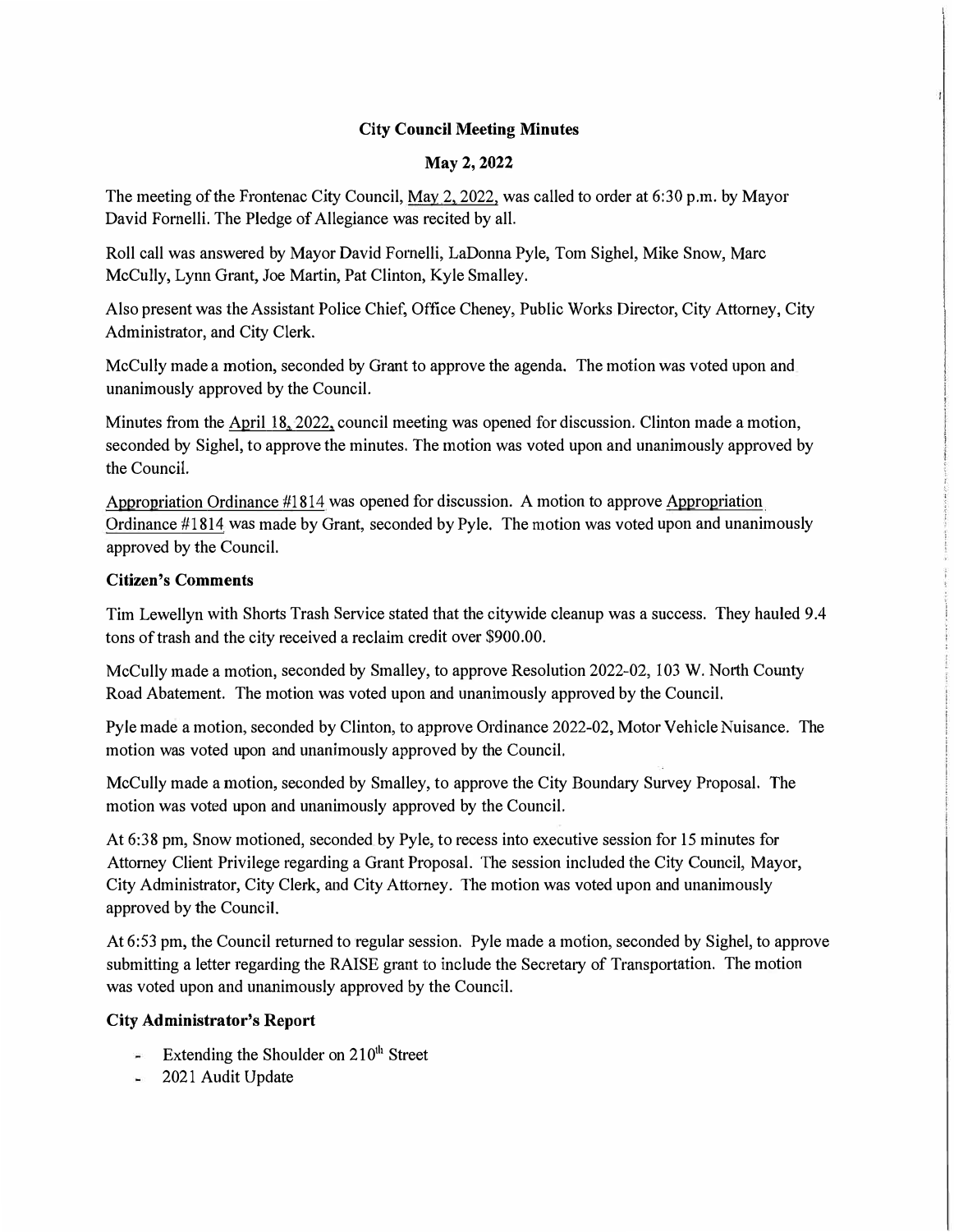**City Council Meeting Minutes**

**May 2, 2022**

The meeting of the Frontenac City Council, May 2, 2022, was called to order at 6:30 p.m. by Mayor David Fornelli. The Pledge of Allegiance was recited by all.

Roll call was answered by Mayor David Fornelli, LaDonna Pyle, Tom Sighel, Mike Snow, Marc McCully, Lynn Grant, Joe Martin, Pat Clinton, Kyle Smalley.

Also present was the Assistant Police Chief, Office Cheney, Public Works Director, City Attorney, City Administrator, and City Clerk.

McCully made a motion, seconded by Grant to approve the agenda. The motion was voted upon and unanimously approved by the Council.

Minutes from the April 18, 2022, council meeting was opened for discussion. Clinton made a motion, seconded by Sighel, to approve the minutes. The motion was voted upon and unanimously approved by the Council.

Appropriation Ordinance #1814 was opened for discussion. A motion to approve Appropriation Ordinance #1814 was made by Grant, seconded by Pyle. The motion was voted upon and unanimously approved by the Council.

**Citizen's Comments**

Tim Lewellyn with Shorts Trash Service stated that the citywide cleanup was a success. They hauled 9.4 tons of trash and the city received a reclaim credit over $900.00.

McCully made a motion, seconded by Smalley, to approve Resolution 2022-02, 103 W. North County Road Abatement. The motion was voted upon and unanimously approved by the Council.

Pyle made a motion, seconded by Clinton, to approve Ordinance 2022-02, Motor Vehicle Nuisance. The motion was voted upon and unanimously approved by the Council.

McCully made a motion, seconded by Smalley, to approve the City Boundary Survey Proposal. The motion was voted upon and unanimously approved by the Council.

At 6:38 pm, Snow motioned, seconded by Pyle, to recess into executive session for 15 minutes for Attorney Client Privilege regarding a Grant Proposal. The session included the City Council, Mayor, City Administrator, City Clerk, and City Attorney. The motion was voted upon and unanimously approved by the Council.

At 6:53 pm, the Council returned to regular session. Pyle made a motion, seconded by Sighel, to approve submitting a letter regarding the RAISE grant to include the Secretary of Transportation. The motion was voted upon and unanimously approved by the Council.

**City Administrator's Report**

- Extending the Shoulder on 210th Street
- 2021 Audit Update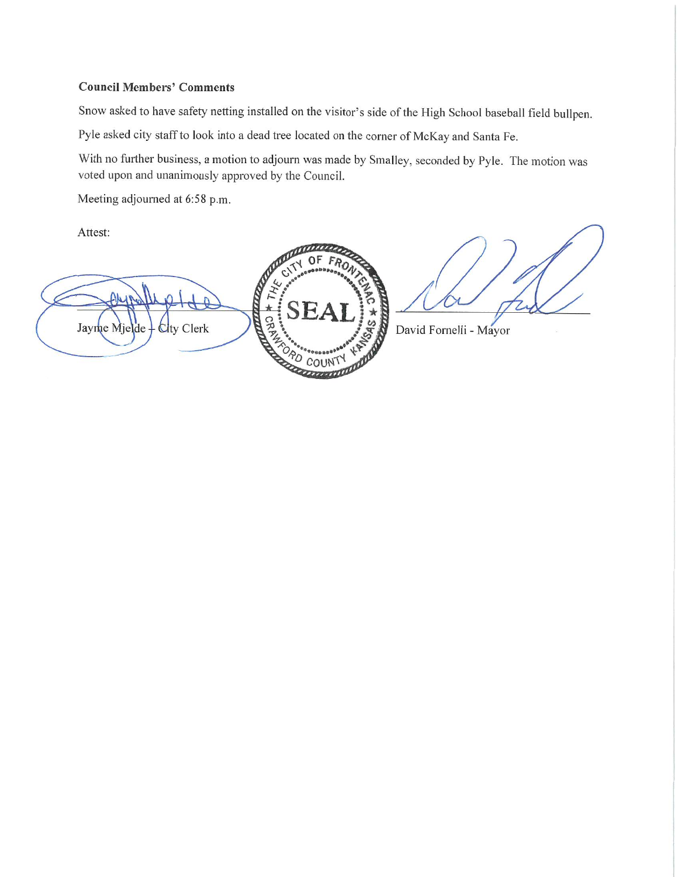### Council Members' Comments

Snow asked to have safety netting installed on the visitor's side of the High School baseball field bullpen.

Pyle asked city staff to look into a dead tree located on the corner of McKay and Santa Fe.

With no further business, a motion to adjourn was made by Smalley, seconded by Pyle. The motion was voted upon and unanimously approved by the Council.

Meeting adjourned at 6:58 p.m.

Attest:

Jayme Mjelde - City Clerk

THE CITY OF FRONTENAC ★ SEAL ★ CRAWFORD COUNTY KANSAS

David Fornelli - Mayor